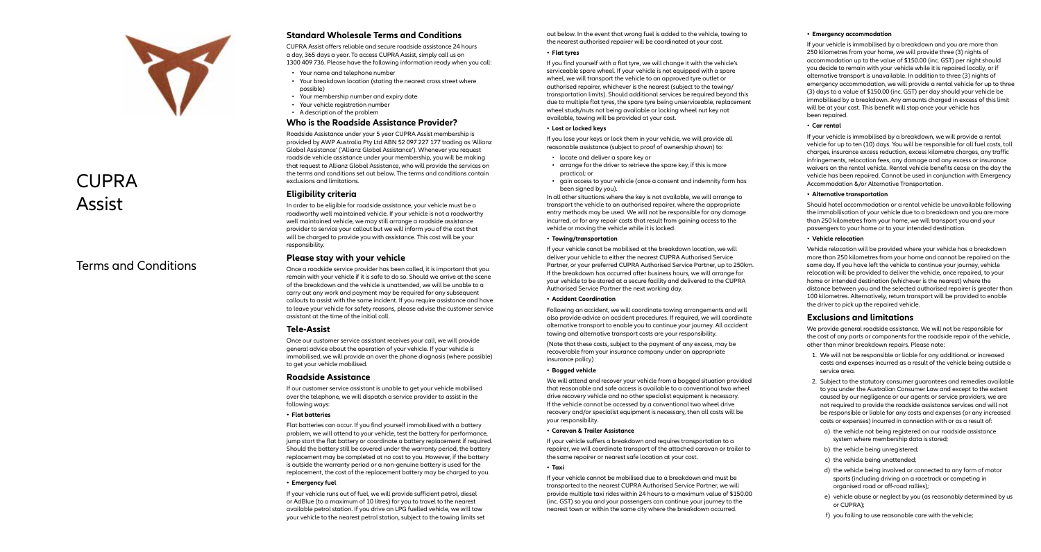# CUPRA Assist

## Terms and Conditions

## Standard Wholesale Terms and Conditions

CUPRA Assist offers reliable and secure roadside assistance 24 hours a day, 365 days a year. To access CUPRA Assist, simply call us on 1300 409 736. Please have the following information ready when you call:

- Your name and telephone number
- Your breakdown location (stating the nearest cross street where possible)
- Your membership number and expiry date
- Your vehicle registration number
- A description of the problem

## Who is the Roadside Assistance Provider?

Roadside Assistance under your 5 year CUPRA Assist membership is provided by AWP Australia Pty Ltd ABN 52 097 227 177 trading as 'Allianz Global Assistance' ('Allianz Global Assistance'). Whenever you request roadside vehicle assistance under your membership, you will be making that request to Allianz Global Assistance, who will provide the services on the terms and conditions set out below. The terms and conditions contain exclusions and limitations.

## Eligibility criteria

In order to be eligible for roadside assistance, your vehicle must be a roadworthy well maintained vehicle. If your vehicle is not a roadworthy well maintained vehicle, we may still arrange a roadside assistance provider to service your callout but we will inform you of the cost that will be charged to provide you with assistance. This cost will be your responsibility.

## Please stay with your vehicle

Once a roadside service provider has been called, it is important that you remain with your vehicle if it is safe to do so. Should we arrive at the scene of the breakdown and the vehicle is unattended, we will be unable to a carry out any work and payment may be required for any subsequent callouts to assist with the same incident. If you require assistance and have to leave your vehicle for safety reasons, please advise the customer service assistant at the time of the initial call.

## Tele-Assist

Once our customer service assistant receives your call, we will provide general advice about the operation of your vehicle. If your vehicle is immobilised, we will provide an over the phone diagnosis (where possible) to get your vehicle mobilised.

## Roadside Assistance

If our customer service assistant is unable to get your vehicle mobilised over the telephone, we will dispatch a service provider to assist in the following ways:

- **Flat batteries**

Flat batteries can occur. If you find yourself immobilised with a battery problem, we will attend to your vehicle, test the battery for performance, jump start the flat battery or coordinate a battery replacement if required. Should the battery still be covered under the warranty period, the battery replacement may be completed at no cost to you. However, if the battery is outside the warranty period or a non-genuine battery is used for the replacement, the cost of the replacement battery may be charged to you.

- **Emergency fuel**

If your vehicle runs out of fuel, we will provide sufficient petrol, diesel or AdBlue (to a maximum of 10 litres) for you to travel to the nearest available petrol station. If you drive an LPG fuelled vehicle, we will tow your vehicle to the nearest petrol station, subject to the towing limits set out below. In the event that wrong fuel is added to the vehicle, towing to the nearest authorised repairer will be coordinated at your cost.

- **Flat tyres**

If you find yourself with a flat tyre, we will change it with the vehicle's serviceable spare wheel. If your vehicle is not equipped with a spare wheel, we will transport the vehicle to an approved tyre outlet or authorised repairer, whichever is the nearest (subject to the towing/transportation limits). Should additional services be required beyond this due to multiple flat tyres, the spare tyre being unserviceable, replacement wheel studs/nuts not being available or locking wheel nut key not available, towing will be provided at your cost.

- **Lost or locked keys**

If you lose your keys or lock them in your vehicle, we will provide all reasonable assistance (subject to proof of ownership shown) to:

- locate and deliver a spare key or
- arrange for the driver to retrieve the spare key, if this is more practical; or
- gain access to your vehicle (once a consent and indemnity form has been signed by you).

In all other situations where the key is not available, we will arrange to transport the vehicle to an authorised repairer, where the appropriate entry methods may be used. We will not be responsible for any damage incurred, or for any repair costs that result from gaining access to the vehicle or moving the vehicle while it is locked.

- **Towing/transportation**

If your vehicle canot be mobilised at the breakdown location, we will deliver your vehicle to either the nearest CUPRA Authorised Service Partner, or your preferred CUPRA Authorised Service Partner, up to 250km. If the breakdown has occurred after business hours, we will arrange for your vehicle to be stored at a secure facility and delivered to the CUPRA Authorised Service Partner the next working day.

- **Accident Coordination**

Following an accident, we will coordinate towing arrangements and will also provide advice on accident procedures. If required, we will coordinate alternative transport to enable you to continue your journey. All accident towing and alternative transport costs are your responsibility.

(Note that these costs, subject to the payment of any excess, may be recoverable from your insurance company under an appropriate insurance policy)

- **Bogged vehicle**

We will attend and recover your vehicle from a bogged situation provided that reasonable and safe access is available to a conventional two wheel drive recovery vehicle and no other specialist equipment is necessary. If the vehicle cannot be accessed by a conventional two wheel drive recovery and/or specialist equipment is necessary, then all costs will be your responsibility.

- **Caravan & Trailer Assistance**

If your vehicle suffers a breakdown and requires transportation to a repairer, we will coordinate transport of the attached caravan or trailer to the same repairer or nearest safe location at your cost.

- **Taxi**

If your vehicle cannot be mobilised due to a breakdown and must be transported to the nearest CUPRA Authorised Service Partner, we will provide multiple taxi rides within 24 hours to a maximum value of $150.00 (inc. GST) so you and your passengers can continue your journey to the nearest town or within the same city where the breakdown occurred.

- **Emergency accommodation**

If your vehicle is immobilised by a breakdown and you are more than 250 kilometres from your home, we will provide three (3) nights of accommodation up to the value of $150.00 (inc. GST) per night should you decide to remain with your vehicle while it is repaired locally, or if alternative transport is unavailable. In addition to three (3) nights of emergency accommodation, we will provide a rental vehicle for up to three (3) days to a value of $150.00 (inc. GST) per day should your vehicle be immobilised by a breakdown. Any amounts charged in excess of this limit will be at your cost. This benefit will stop once your vehicle has been repaired.

- **Car rental**

If your vehicle is immobilised by a breakdown, we will provide a rental vehicle for up to ten (10) days. You will be responsible for all fuel costs, toll charges, insurance excess reduction, excess kilometre charges, any traffic infringements, relocation fees, any damage and any excess or insurance waivers on the rental vehicle. Rental vehicle benefits cease on the day the vehicle has been repaired. Cannot be used in conjunction with Emergency Accommodation &/or Alternative Transportation.

- **Alternative transportation**

Should hotel accommodation or a rental vehicle be unavailable following the immobilisation of your vehicle due to a breakdown and you are more than 250 kilometres from your home, we will transport you and your passengers to your home or to your intended destination.

- **Vehicle relocation**

Vehicle relocation will be provided where your vehicle has a breakdown more than 250 kilometres from your home and cannot be repaired on the same day. If you have left the vehicle to continue your journey, vehicle relocation will be provided to deliver the vehicle, once repaired, to your home or intended destination (whichever is the nearest) where the distance between you and the selected authorised repairer is greater than 100 kilometres. Alternatively, return transport will be provided to enable the driver to pick up the repaired vehicle.

## Exclusions and limitations

We provide general roadside assistance. We will not be responsible for the cost of any parts or components for the roadside repair of the vehicle, other than minor breakdown repairs. Please note:

1. We will not be responsible or liable for any additional or increased costs and expenses incurred as a result of the vehicle being outside a service area.
2. Subject to the statutory consumer guarantees and remedies available to you under the Australian Consumer Law and except to the extent caused by our negligence or our agents or service providers, we are not required to provide the roadside assistance services and will not be responsible or liable for any costs and expenses (or any increased costs or expenses) incurred in connection with or as a result of:
   a) the vehicle not being registered on our roadside assistance system where membership data is stored;
   b) the vehicle being unregistered;
   c) the vehicle being unattended;
   d) the vehicle being involved or connected to any form of motor sports (including driving on a racetrack or competing in organised road or off-road rallies);
   e) vehicle abuse or neglect by you (as reasonably determined by us or CUPRA);
   f) you failing to use reasonable care with the vehicle;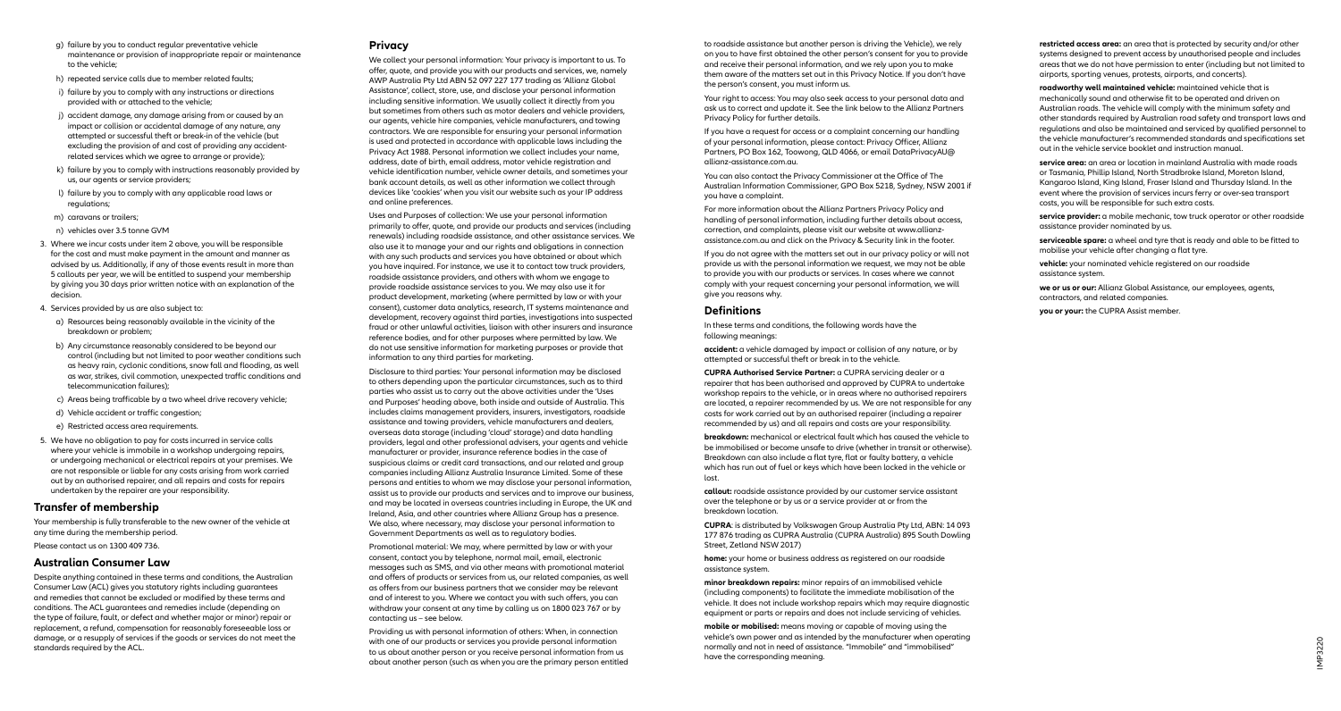g) failure by you to conduct regular preventative vehicle maintenance or provision of inappropriate repair or maintenance to the vehicle;

h) repeated service calls due to member related faults;

i) failure by you to comply with any instructions or directions provided with or attached to the vehicle;

j) accident damage, any damage arising from or caused by an impact or collision or accidental damage of any nature, any attempted or successful theft or break-in of the vehicle (but excluding the provision of and cost of providing any accident-related services which we agree to arrange or provide);

k) failure by you to comply with instructions reasonably provided by us, our agents or service providers;

l) failure by you to comply with any applicable road laws or regulations;

m) caravans or trailers;

n) vehicles over 3.5 tonne GVM

3. Where we incur costs under item 2 above, you will be responsible for the cost and must make payment in the amount and manner as advised by us. Additionally, if any of those events result in more than 5 callouts per year, we will be entitled to suspend your membership by giving you 30 days prior written notice with an explanation of the decision.

4. Services provided by us are also subject to:

a) Resources being reasonably available in the vicinity of the breakdown or problem;

b) Any circumstance reasonably considered to be beyond our control (including but not limited to poor weather conditions such as heavy rain, cyclonic conditions, snow fall and flooding, as well as war, strikes, civil commotion, unexpected traffic conditions and telecommunication failures);

c) Areas being trafficable by a two wheel drive recovery vehicle;

d) Vehicle accident or traffic congestion;

e) Restricted access area requirements.

5. We have no obligation to pay for costs incurred in service calls where your vehicle is immobile in a workshop undergoing repairs, or undergoing mechanical or electrical repairs at your premises. We are not responsible or liable for any costs arising from work carried out by an authorised repairer, and all repairs and costs for repairs undertaken by the repairer are your responsibility.

## Transfer of membership

Your membership is fully transferable to the new owner of the vehicle at any time during the membership period.

Please contact us on 1300 409 736.

## Australian Consumer Law

Despite anything contained in these terms and conditions, the Australian Consumer Law (ACL) gives you statutory rights including guarantees and remedies that cannot be excluded or modified by these terms and conditions. The ACL guarantees and remedies include (depending on the type of failure, fault, or defect and whether major or minor) repair or replacement, a refund, compensation for reasonably foreseeable loss or damage, or a resupply of services if the goods or services do not meet the standards required by the ACL.

## Privacy

We collect your personal information: Your privacy is important to us. To offer, quote, and provide you with our products and services, we, namely AWP Australia Pty Ltd ABN 52 097 227 177 trading as 'Allianz Global Assistance', collect, store, use, and disclose your personal information including sensitive information. We usually collect it directly from you but sometimes from others such as motor dealers and vehicle providers, our agents, vehicle hire companies, vehicle manufacturers, and towing contractors. We are responsible for ensuring your personal information is used and protected in accordance with applicable laws including the Privacy Act 1988. Personal information we collect includes your name, address, date of birth, email address, motor vehicle registration and vehicle identification number, vehicle owner details, and sometimes your bank account details, as well as other information we collect through devices like 'cookies' when you visit our website such as your IP address and online preferences.

Uses and Purposes of collection: We use your personal information primarily to offer, quote, and provide our products and services (including renewals) including roadside assistance, and other assistance services. We also use it to manage your and our rights and obligations in connection with any such products and services you have obtained or about which you have inquired. For instance, we use it to contact tow truck providers, roadside assistance providers, and others with whom we engage to provide roadside assistance services to you. We may also use it for product development, marketing (where permitted by law or with your consent), customer data analytics, research, IT systems maintenance and development, recovery against third parties, investigations into suspected fraud or other unlawful activities, liaison with other insurers and insurance reference bodies, and for other purposes where permitted by law. We do not use sensitive information for marketing purposes or provide that information to any third parties for marketing.

Disclosure to third parties: Your personal information may be disclosed to others depending upon the particular circumstances, such as to third parties who assist us to carry out the above activities under the 'Uses and Purposes' heading above, both inside and outside of Australia. This includes claims management providers, insurers, investigators, roadside assistance and towing providers, vehicle manufacturers and dealers, overseas data storage (including 'cloud' storage) and data handling providers, legal and other professional advisers, your agents and vehicle manufacturer or provider, insurance reference bodies in the case of suspicious claims or credit card transactions, and our related and group companies including Allianz Australia Insurance Limited. Some of these persons and entities to whom we may disclose your personal information, assist us to provide our products and services and to improve our business, and may be located in overseas countries including in Europe, the UK and Ireland, Asia, and other countries where Allianz Group has a presence. We also, where necessary, may disclose your personal information to Government Departments as well as to regulatory bodies.

Promotional material: We may, where permitted by law or with your consent, contact you by telephone, normal mail, email, electronic messages such as SMS, and via other means with promotional material and offers of products or services from us, our related companies, as well as offers from our business partners that we consider may be relevant and of interest to you. Where we contact you with such offers, you can withdraw your consent at any time by calling us on 1800 023 767 or by contacting us – see below.

Providing us with personal information of others: When, in connection with one of our products or services you provide personal information to us about another person or you receive personal information from us about another person (such as when you are the primary person entitled to roadside assistance but another person is driving the Vehicle), we rely on you to have first obtained the other person's consent for you to provide and receive their personal information, and we rely upon you to make them aware of the matters set out in this Privacy Notice. If you don't have the person's consent, you must inform us.

Your right to access: You may also seek access to your personal data and ask us to correct and update it. See the link below to the Allianz Partners Privacy Policy for further details.

If you have a request for access or a complaint concerning our handling of your personal information, please contact: Privacy Officer, Allianz Partners, PO Box 162, Toowong, QLD 4066, or email DataPrivacyAU@allianz-assistance.com.au.

You can also contact the Privacy Commissioner at the Office of The Australian Information Commissioner, GPO Box 5218, Sydney, NSW 2001 if you have a complaint.

For more information about the Allianz Partners Privacy Policy and handling of personal information, including further details about access, correction, and complaints, please visit our website at www.allianz-assistance.com.au and click on the Privacy & Security link in the footer.

If you do not agree with the matters set out in our privacy policy or will not provide us with the personal information we request, we may not be able to provide you with our products or services. In cases where we cannot comply with your request concerning your personal information, we will give you reasons why.

## Definitions

In these terms and conditions, the following words have the following meanings:

**accident:** a vehicle damaged by impact or collision of any nature, or by attempted or successful theft or break in to the vehicle.

**CUPRA Authorised Service Partner:** a CUPRA servicing dealer or a repairer that has been authorised and approved by CUPRA to undertake workshop repairs to the vehicle, or in areas where no authorised repairers are located, a repairer recommended by us. We are not responsible for any costs for work carried out by an authorised repairer (including a repairer recommended by us) and all repairs and costs are your responsibility.

**breakdown:** mechanical or electrical fault which has caused the vehicle to be immobilised or become unsafe to drive (whether in transit or otherwise). Breakdown can also include a flat tyre, flat or faulty battery, a vehicle which has run out of fuel or keys which have been locked in the vehicle or lost.

**callout:** roadside assistance provided by our customer service assistant over the telephone or by us or a service provider at or from the breakdown location.

**CUPRA**: is distributed by Volkswagen Group Australia Pty Ltd, ABN: 14 093 177 876 trading as CUPRA Australia (CUPRA Australia) 895 South Dowling Street, Zetland NSW 2017)

**home:** your home or business address as registered on our roadside assistance system.

**minor breakdown repairs:** minor repairs of an immobilised vehicle (including components) to facilitate the immediate mobilisation of the vehicle. It does not include workshop repairs which may require diagnostic equipment or parts or repairs and does not include servicing of vehicles.

**mobile or mobilised:** means moving or capable of moving using the vehicle's own power and as intended by the manufacturer when operating normally and not in need of assistance. "Immobile" and "immobilised" have the corresponding meaning.

**restricted access area:** an area that is protected by security and/or other systems designed to prevent access by unauthorised people and includes areas that we do not have permission to enter (including but not limited to airports, sporting venues, protests, airports, and concerts).

**roadworthy well maintained vehicle:** maintained vehicle that is mechanically sound and otherwise fit to be operated and driven on Australian roads. The vehicle will comply with the minimum safety and other standards required by Australian road safety and transport laws and regulations and also be maintained and serviced by qualified personnel to the vehicle manufacturer's recommended standards and specifications set out in the vehicle service booklet and instruction manual.

**service area:** an area or location in mainland Australia with made roads or Tasmania, Phillip Island, North Stradbroke Island, Moreton Island, Kangaroo Island, King Island, Fraser Island and Thursday Island. In the event where the provision of services incurs ferry or over-sea transport costs, you will be responsible for such extra costs.

**service provider:** a mobile mechanic, tow truck operator or other roadside assistance provider nominated by us.

**serviceable spare:** a wheel and tyre that is ready and able to be fitted to mobilise your vehicle after changing a flat tyre.

**vehicle:** your nominated vehicle registered on our roadside assistance system.

**we or us or our:** Allianz Global Assistance, our employees, agents, contractors, and related companies.

**you or your:** the CUPRA Assist member.

IMP3220